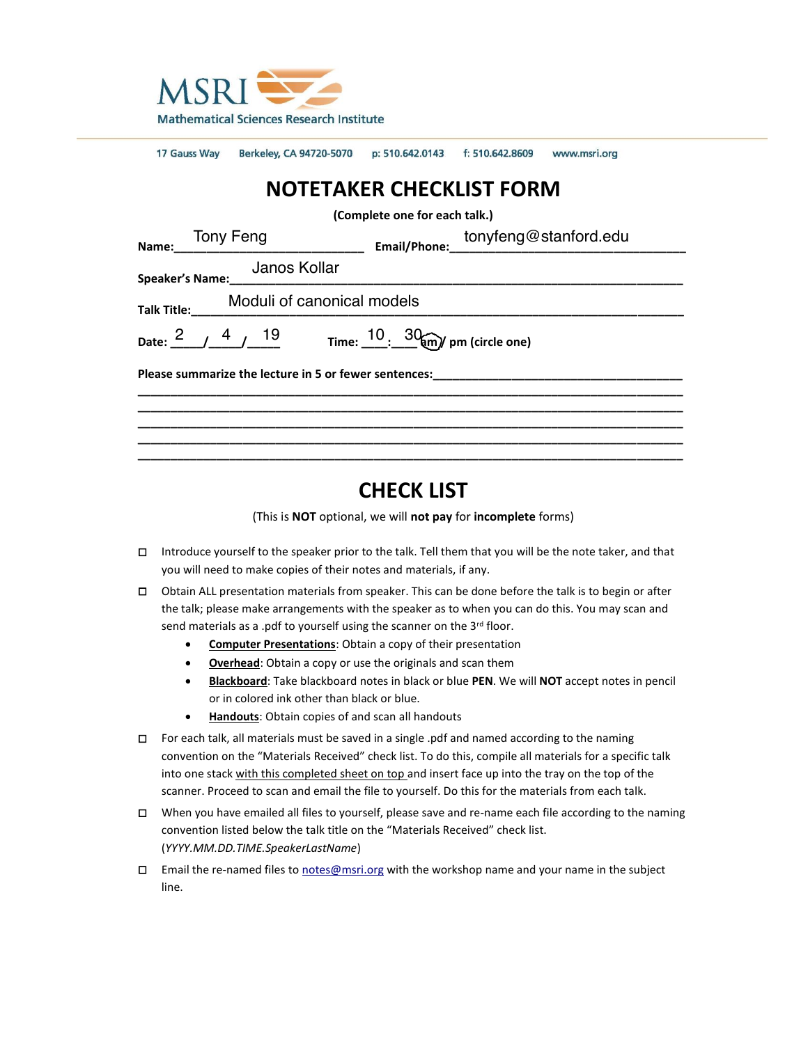MSRI
Mathematical Sciences Research Institute

17 Gauss Way   Berkeley, CA 94720-5070   p: 510.642.0143   f: 510.642.8609   www.msri.org

# NOTETAKER CHECKLIST FORM

**(Complete one for each talk.)**

**Name:** Tony Feng **Email/Phone:** tonyfeng@stanford.edu

**Speaker's Name:** Janos Kollar

**Talk Title:** Moduli of canonical models

**Date:** 2 / 4 / 19 **Time:** 10 : 30 am / pm (circle one) — am circled

**Please summarize the lecture in 5 or fewer sentences:**

## CHECK LIST

(This is **NOT** optional, we will **not pay** for **incomplete** forms)

- ☐ Introduce yourself to the speaker prior to the talk. Tell them that you will be the note taker, and that you will need to make copies of their notes and materials, if any.
- ☐ Obtain ALL presentation materials from speaker. This can be done before the talk is to begin or after the talk; please make arrangements with the speaker as to when you can do this. You may scan and send materials as a .pdf to yourself using the scanner on the 3rd floor.
  - **Computer Presentations**: Obtain a copy of their presentation
  - **Overhead**: Obtain a copy or use the originals and scan them
  - **Blackboard**: Take blackboard notes in black or blue **PEN**. We will **NOT** accept notes in pencil or in colored ink other than black or blue.
  - **Handouts**: Obtain copies of and scan all handouts
- ☐ For each talk, all materials must be saved in a single .pdf and named according to the naming convention on the "Materials Received" check list. To do this, compile all materials for a specific talk into one stack with this completed sheet on top and insert face up into the tray on the top of the scanner. Proceed to scan and email the file to yourself. Do this for the materials from each talk.
- ☐ When you have emailed all files to yourself, please save and re-name each file according to the naming convention listed below the talk title on the "Materials Received" check list. (*YYYY.MM.DD.TIME.SpeakerLastName*)
- ☐ Email the re-named files to notes@msri.org with the workshop name and your name in the subject line.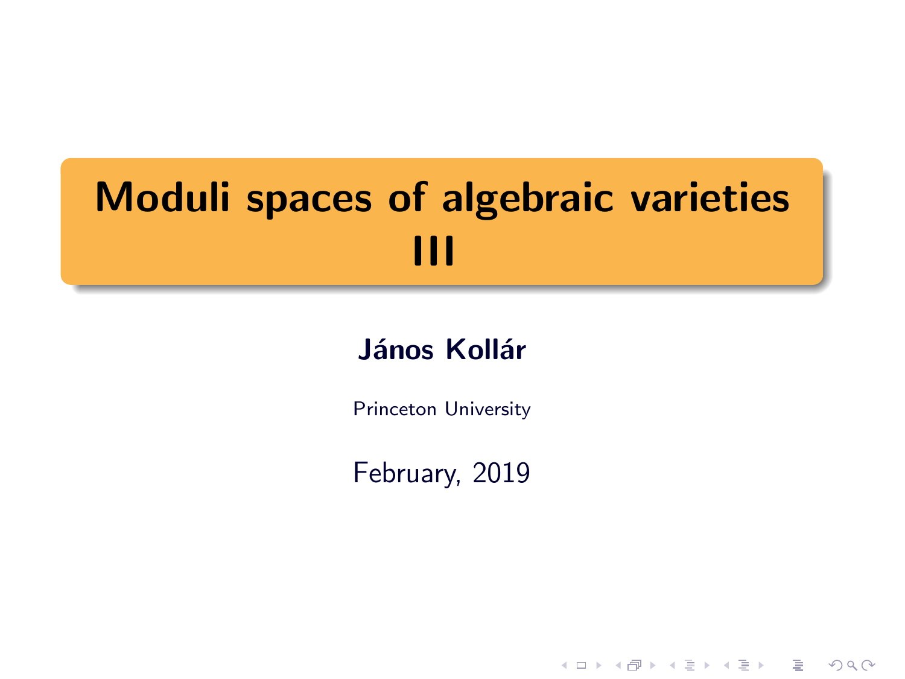# Moduli spaces of algebraic varieties III

**János Kollár**

Princeton University

February, 2019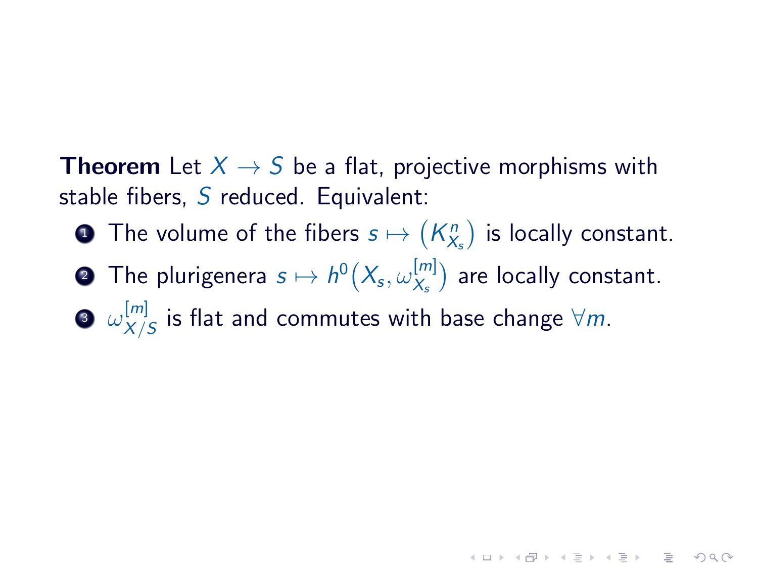**Theorem** Let $X \to S$ be a flat, projective morphisms with stable fibers, $S$ reduced. Equivalent:

1. The volume of the fibers $s \mapsto \left(K_{X_s}^n\right)$ is locally constant.
2. The plurigenera $s \mapsto h^0\left(X_s, \omega_{X_s}^{[m]}\right)$ are locally constant.
3. $\omega_{X/S}^{[m]}$ is flat and commutes with base change $\forall m$.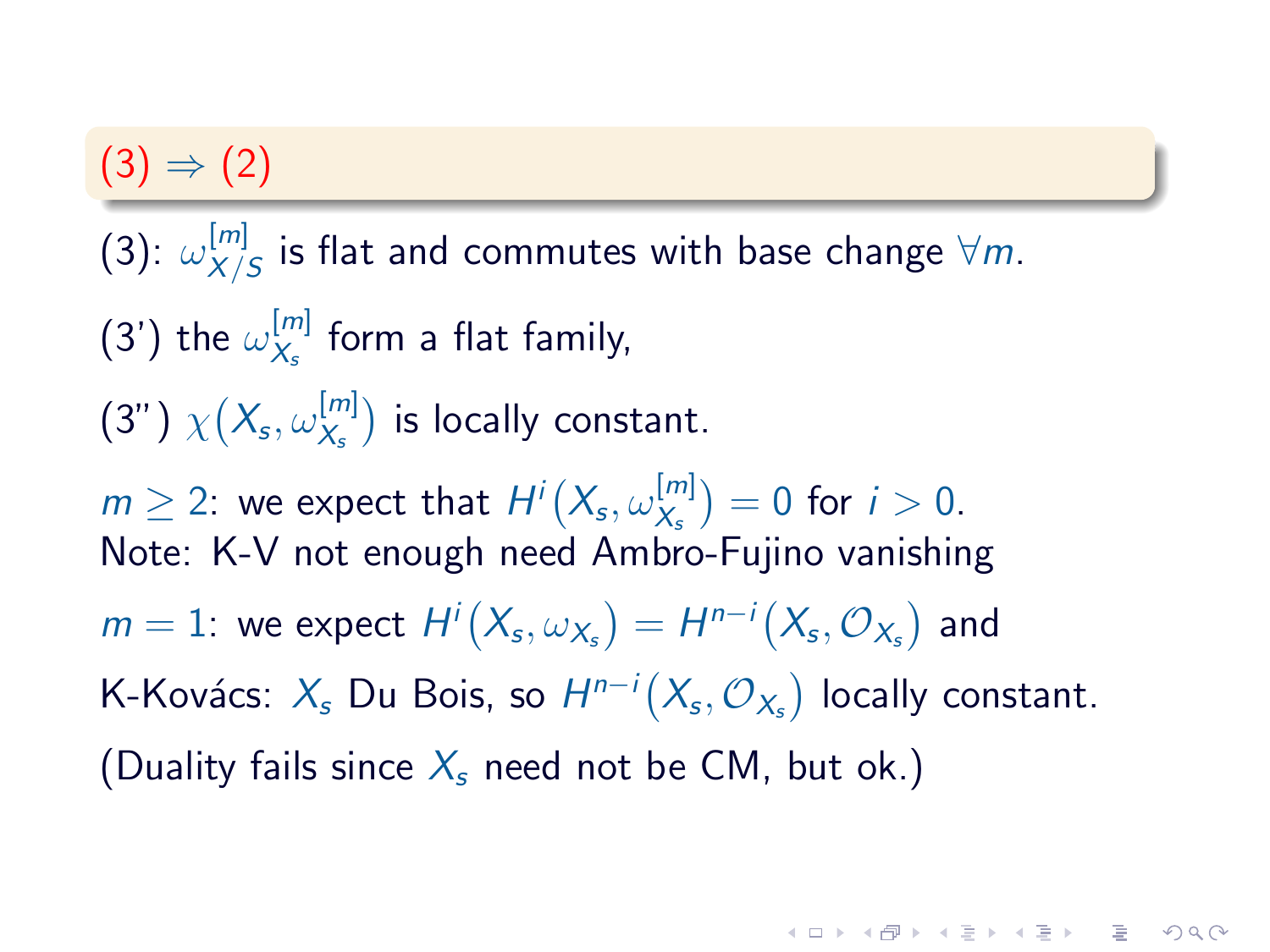## (3) $\Rightarrow$ (2)

(3): $\omega_{X/S}^{[m]}$ is flat and commutes with base change $\forall m$.

(3') the $\omega_{X_s}^{[m]}$ form a flat family,

(3'') $\chi(X_s, \omega_{X_s}^{[m]})$ is locally constant.

$m \geq 2$: we expect that $H^i(X_s, \omega_{X_s}^{[m]}) = 0$ for $i > 0$.
Note: K-V not enough need Ambro-Fujino vanishing

$m = 1$: we expect $H^i(X_s, \omega_{X_s}) = H^{n-i}(X_s, \mathcal{O}_{X_s})$ and

K-Kovács: $X_s$ Du Bois, so $H^{n-i}(X_s, \mathcal{O}_{X_s})$ locally constant.

(Duality fails since $X_s$ need not be CM, but ok.)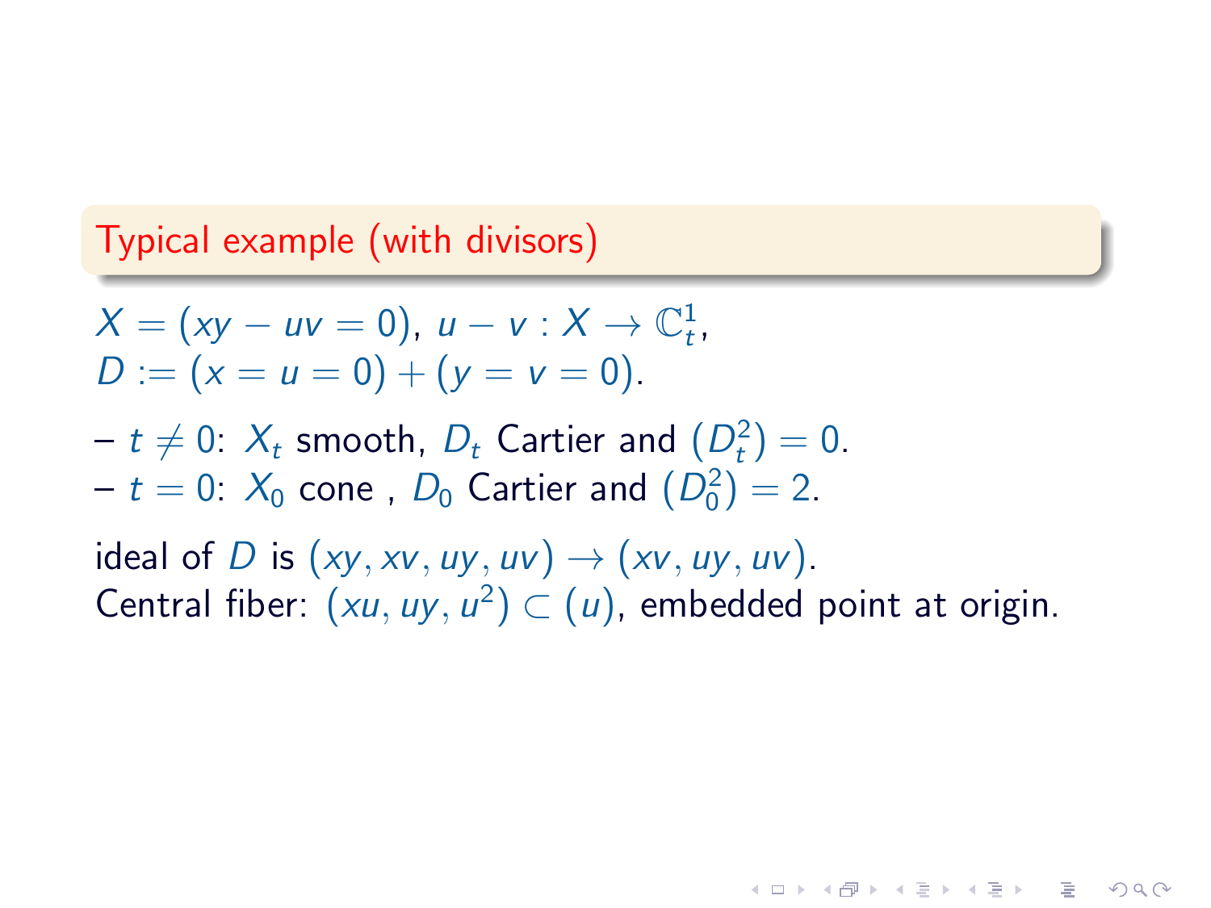## Typical example (with divisors)

$X = (xy - uv = 0)$, $u - v : X \to \mathbb{C}^1_t$,
$D := (x = u = 0) + (y = v = 0)$.

– $t \neq 0$: $X_t$ smooth, $D_t$ Cartier and $(D_t^2) = 0$.
– $t = 0$: $X_0$ cone , $D_0$ Cartier and $(D_0^2) = 2$.

ideal of $D$ is $(xy, xv, uy, uv) \to (xv, uy, uv)$.
Central fiber: $(xu, uy, u^2) \subset (u)$, embedded point at origin.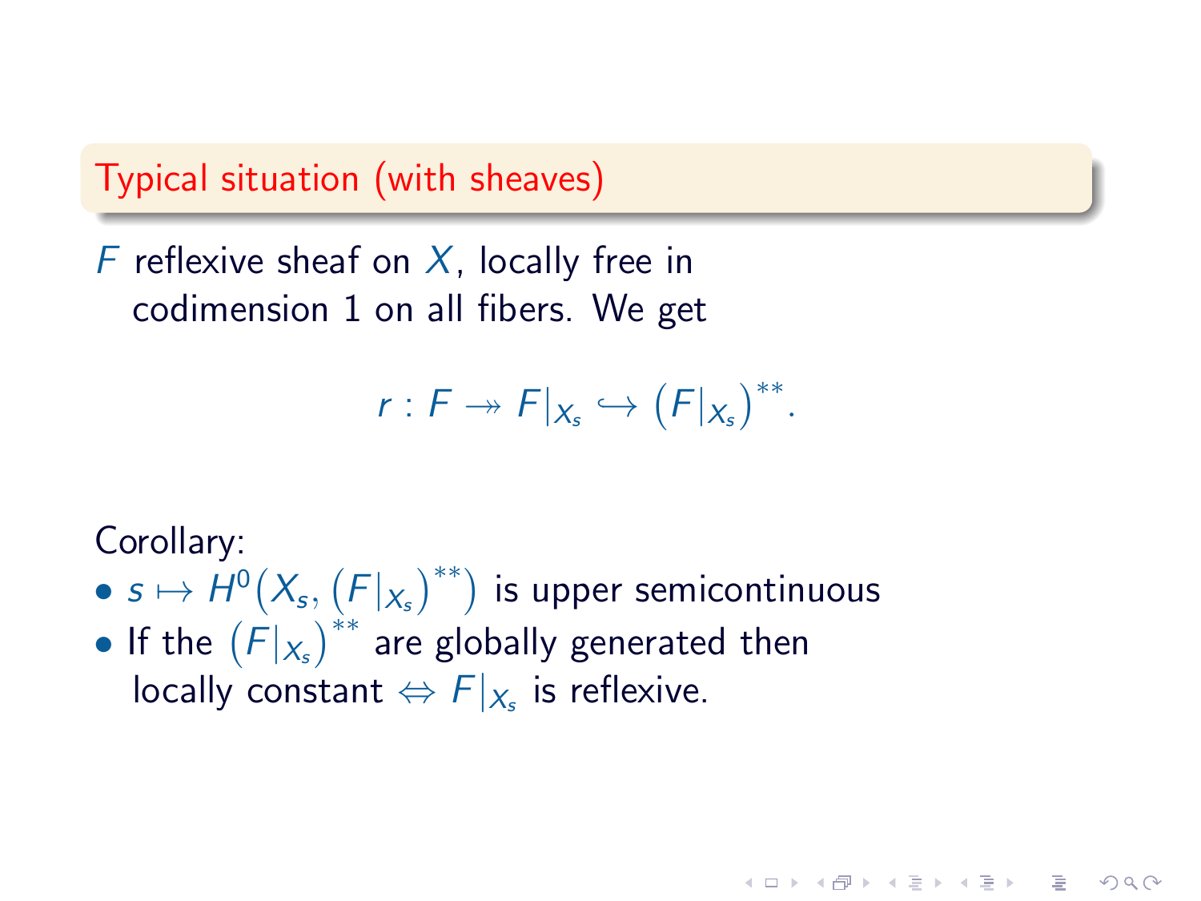## Typical situation (with sheaves)

$F$ reflexive sheaf on $X$, locally free in codimension 1 on all fibers. We get

$$r : F \twoheadrightarrow F|_{X_s} \hookrightarrow \left(F|_{X_s}\right)^{**}.$$

Corollary:

- $s \mapsto H^0\left(X_s, \left(F|_{X_s}\right)^{**}\right)$ is upper semicontinuous
- If the $\left(F|_{X_s}\right)^{**}$ are globally generated then locally constant $\Leftrightarrow$ $F|_{X_s}$ is reflexive.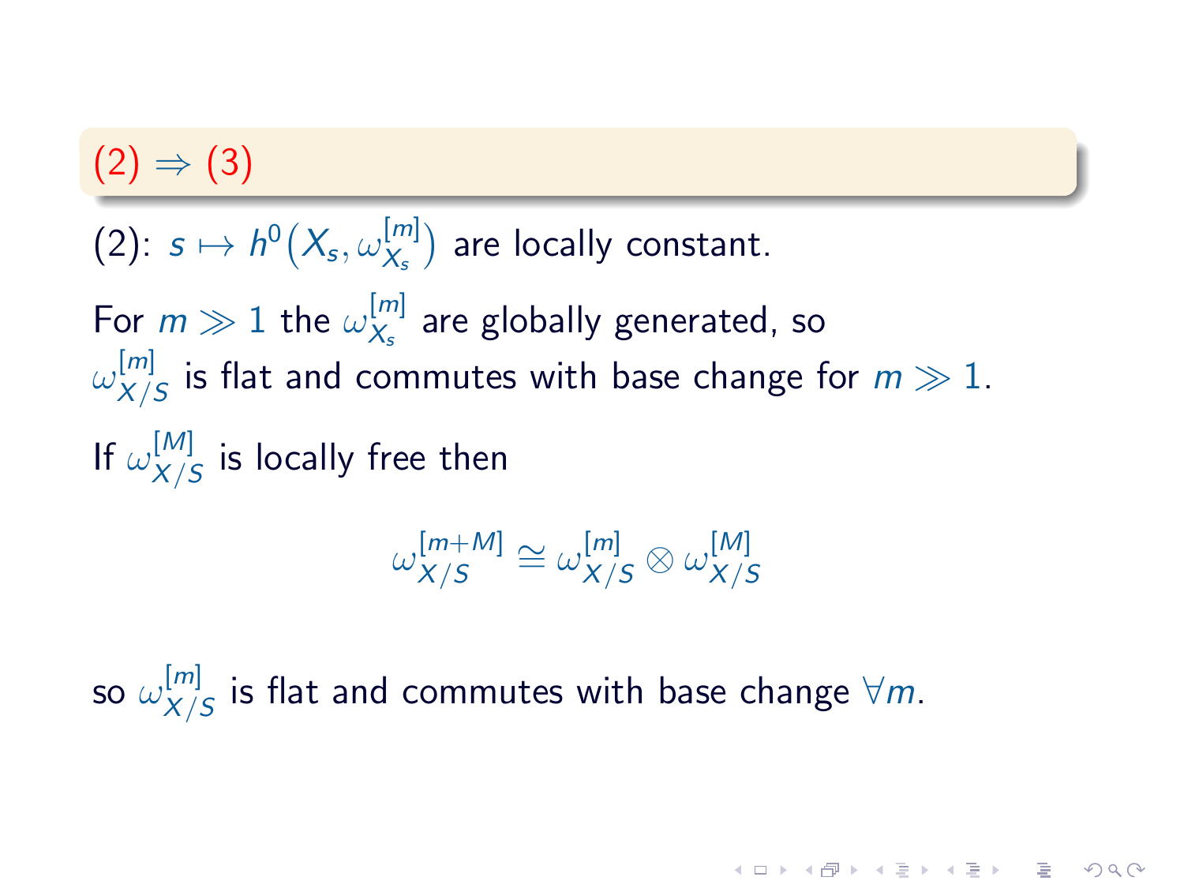## (2) $\Rightarrow$ (3)

(2): $s \mapsto h^0\big(X_s, \omega_{X_s}^{[m]}\big)$ are locally constant.

For $m \gg 1$ the $\omega_{X_s}^{[m]}$ are globally generated, so $\omega_{X/S}^{[m]}$ is flat and commutes with base change for $m \gg 1$.

If $\omega_{X/S}^{[M]}$ is locally free then

$$\omega_{X/S}^{[m+M]} \cong \omega_{X/S}^{[m]} \otimes \omega_{X/S}^{[M]}$$

so $\omega_{X/S}^{[m]}$ is flat and commutes with base change $\forall m$.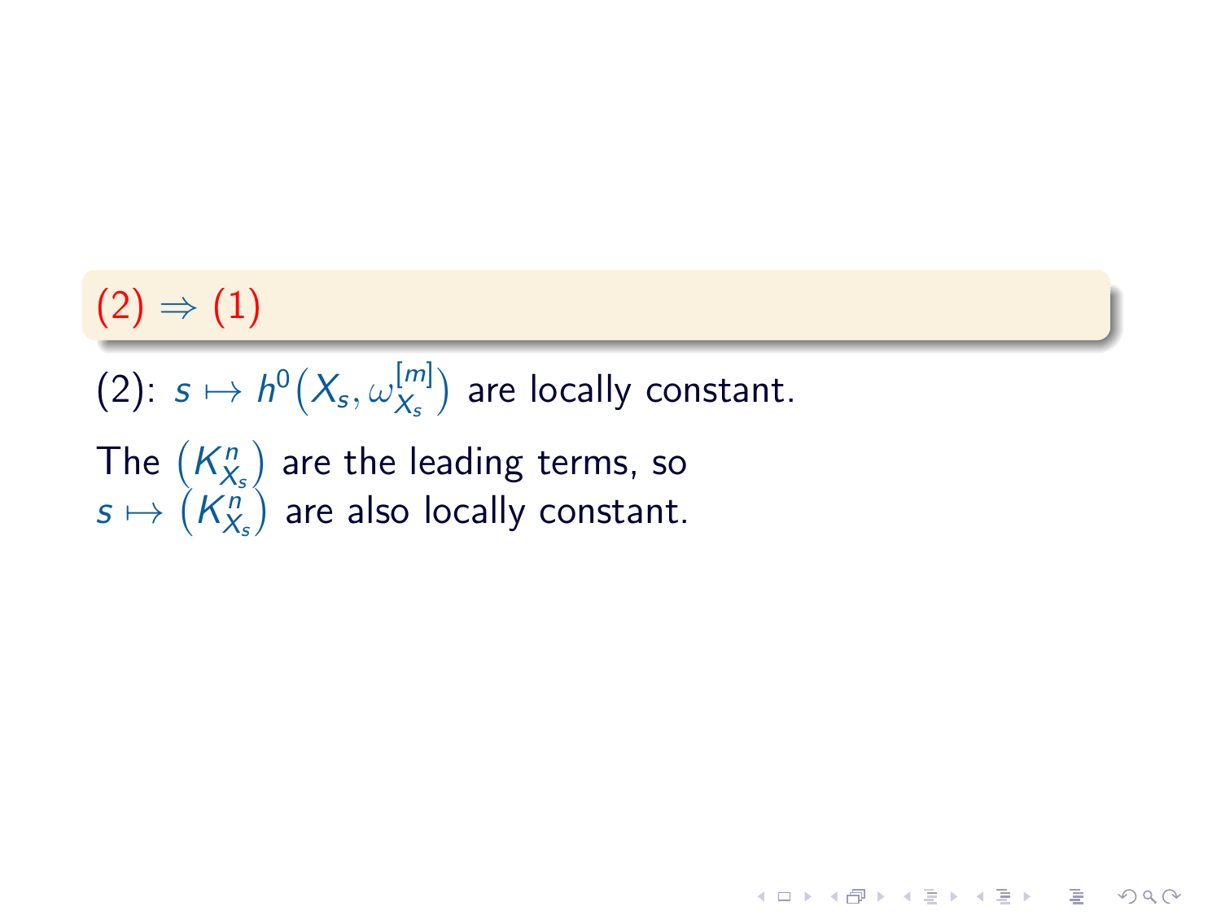## (2) $\Rightarrow$ (1)

(2): $s \mapsto h^0\left(X_s, \omega_{X_s}^{[m]}\right)$ are locally constant.

The $\left(K_{X_s}^n\right)$ are the leading terms, so $s \mapsto \left(K_{X_s}^n\right)$ are also locally constant.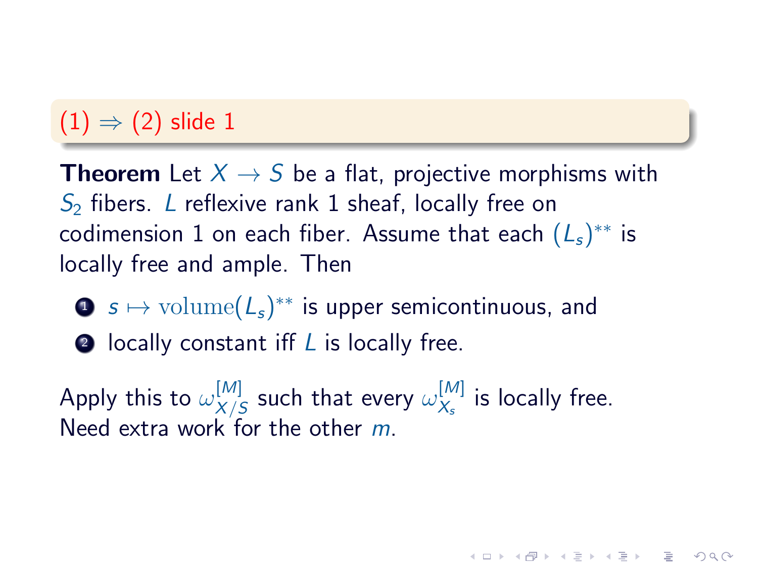## (1) $\Rightarrow$ (2) slide 1

**Theorem** Let $X \to S$ be a flat, projective morphisms with $S_2$ fibers. $L$ reflexive rank 1 sheaf, locally free on codimension 1 on each fiber. Assume that each $(L_s)^{**}$ is locally free and ample. Then

1. $s \mapsto \mathrm{volume}(L_s)^{**}$ is upper semicontinuous, and
2. locally constant iff $L$ is locally free.

Apply this to $\omega_{X/S}^{[M]}$ such that every $\omega_{X_s}^{[M]}$ is locally free. Need extra work for the other $m$.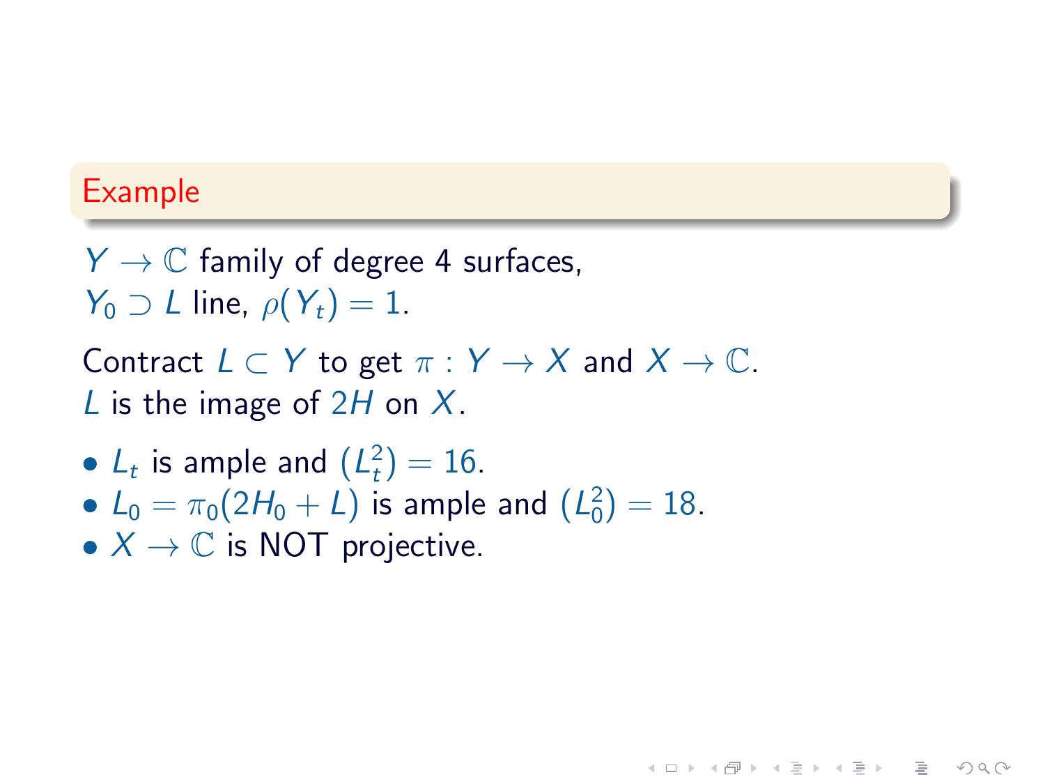### Example

$Y \to \mathbb{C}$ family of degree 4 surfaces,
$Y_0 \supset L$ line, $\rho(Y_t) = 1$.

Contract $L \subset Y$ to get $\pi : Y \to X$ and $X \to \mathbb{C}$.
$L$ is the image of $2H$ on $X$.

- $L_t$ is ample and $(L_t^2) = 16$.
- $L_0 = \pi_0(2H_0 + L)$ is ample and $(L_0^2) = 18$.
- $X \to \mathbb{C}$ is NOT projective.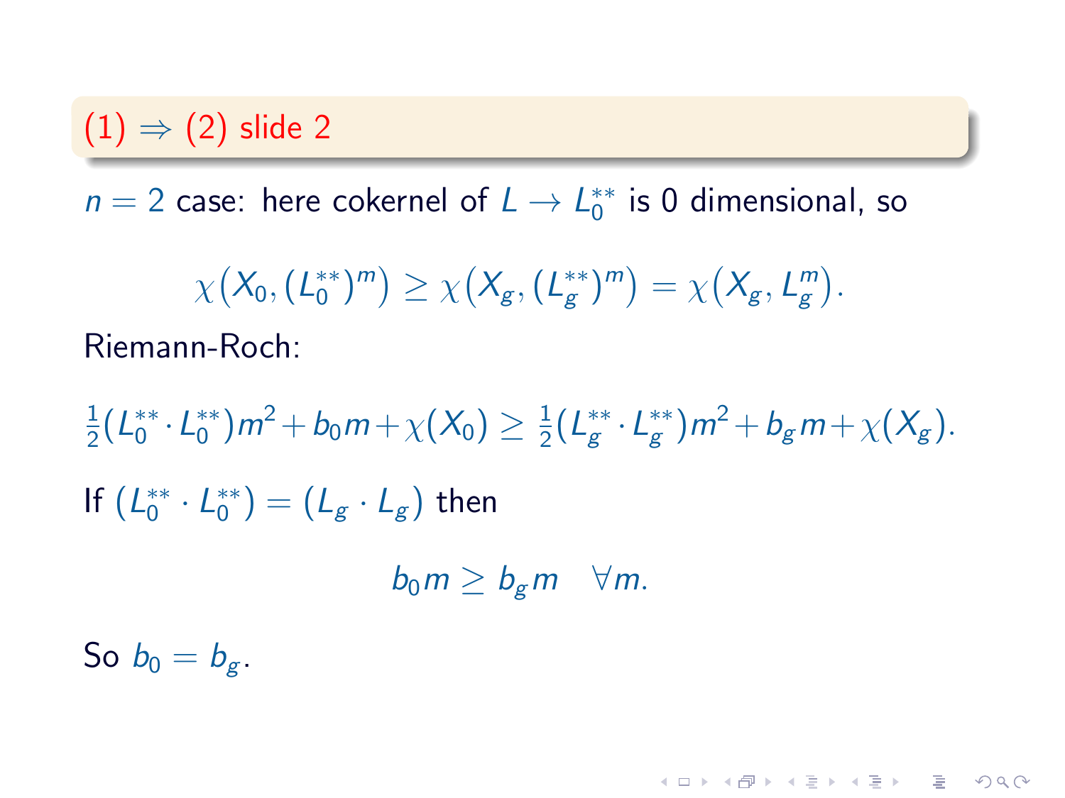## (1) ⇒ (2) slide 2

$n = 2$ case: here cokernel of $L \to L_0^{**}$ is 0 dimensional, so

$$\chi\big(X_0, (L_0^{**})^m\big) \geq \chi\big(X_g, (L_g^{**})^m\big) = \chi\big(X_g, L_g^m\big).$$

Riemann-Roch:

$$\tfrac{1}{2}(L_0^{**} \cdot L_0^{**})m^2 + b_0 m + \chi(X_0) \geq \tfrac{1}{2}(L_g^{**} \cdot L_g^{**})m^2 + b_g m + \chi(X_g).$$

If $(L_0^{**} \cdot L_0^{**}) = (L_g \cdot L_g)$ then

$$b_0 m \geq b_g m \quad \forall m.$$

So $b_0 = b_g$.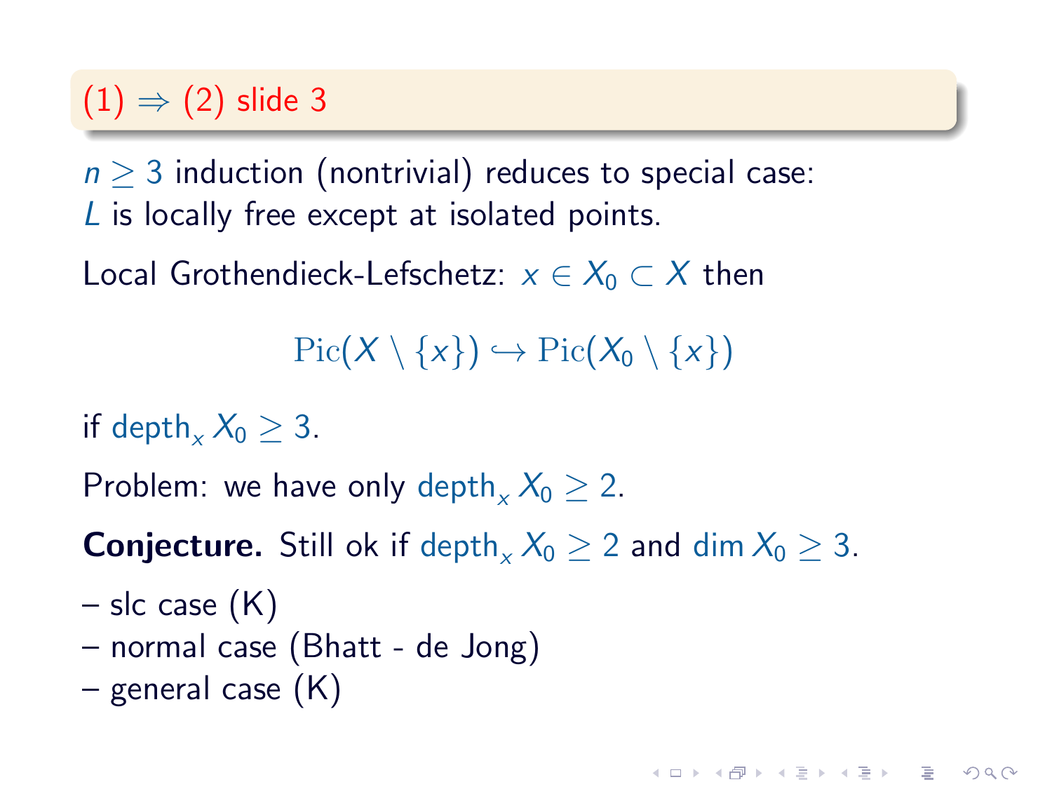## (1) $\Rightarrow$ (2) slide 3

$n \geq 3$ induction (nontrivial) reduces to special case:
$L$ is locally free except at isolated points.

Local Grothendieck-Lefschetz: $x \in X_0 \subset X$ then

$$\mathrm{Pic}(X \setminus \{x\}) \hookrightarrow \mathrm{Pic}(X_0 \setminus \{x\})$$

if $\operatorname{depth}_x X_0 \geq 3$.

Problem: we have only $\operatorname{depth}_x X_0 \geq 2$.

**Conjecture.** Still ok if $\operatorname{depth}_x X_0 \geq 2$ and $\dim X_0 \geq 3$.

– slc case (K)
– normal case (Bhatt - de Jong)
– general case (K)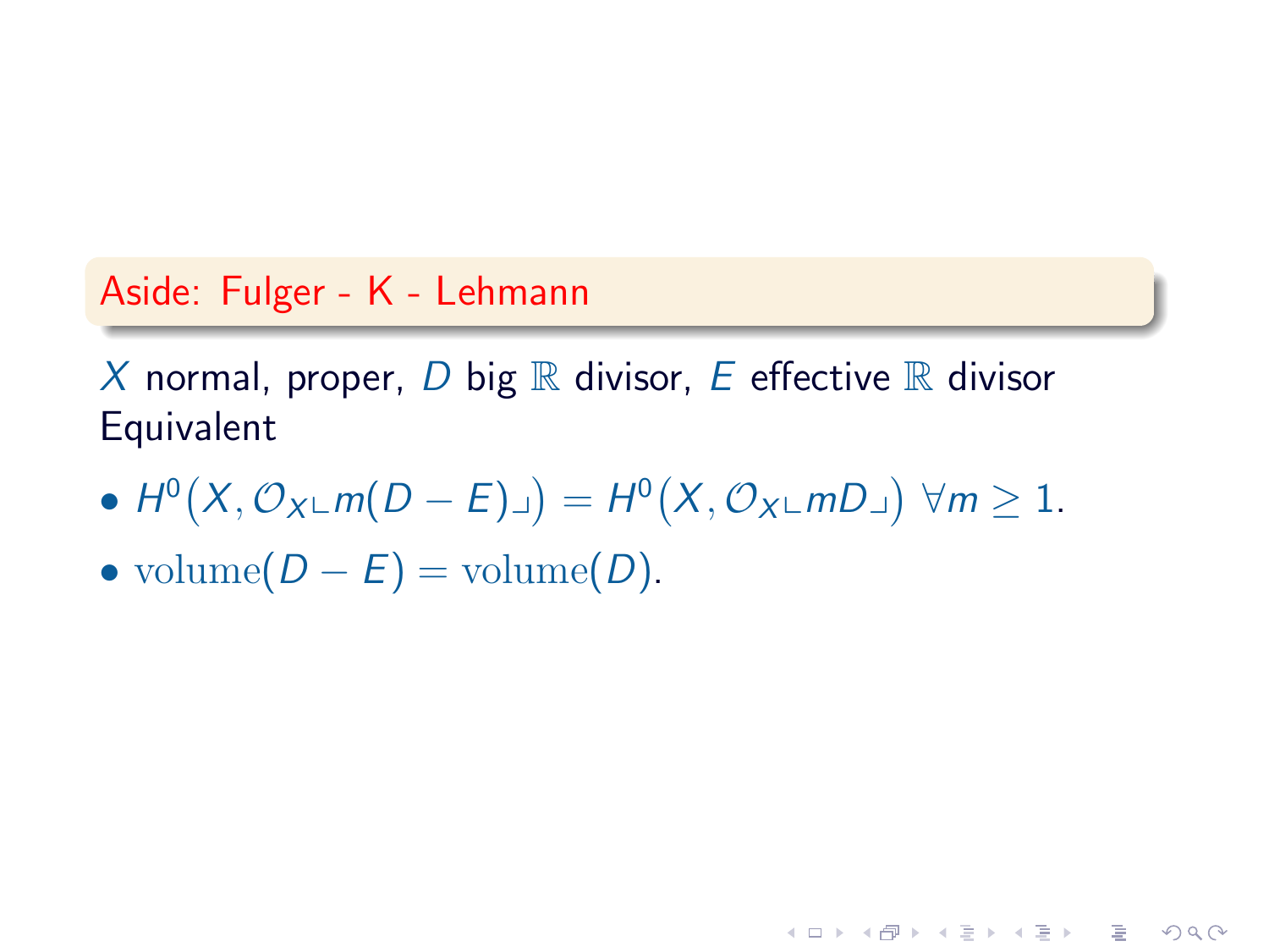## Aside: Fulger - K - Lehmann

$X$ normal, proper, $D$ big $\mathbb{R}$ divisor, $E$ effective $\mathbb{R}$ divisor
Equivalent

- $H^0\big(X, \mathcal{O}_X \llcorner m(D-E) \lrcorner\big) = H^0\big(X, \mathcal{O}_X \llcorner mD \lrcorner\big)\ \forall m \geq 1$.
- $\mathrm{volume}(D - E) = \mathrm{volume}(D)$.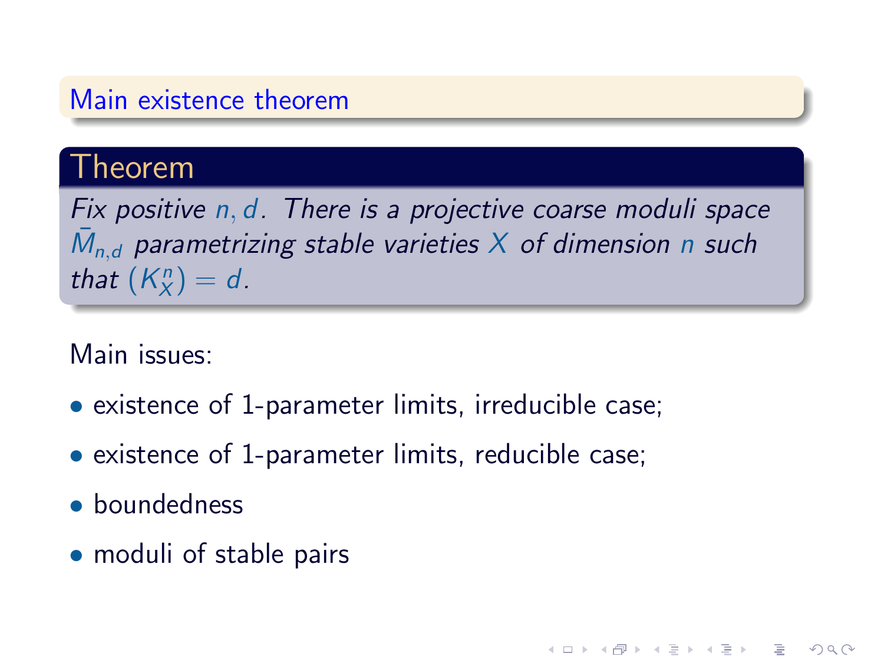## Main existence theorem

**Theorem**

*Fix positive $n, d$. There is a projective coarse moduli space $\bar{M}_{n,d}$ parametrizing stable varieties $X$ of dimension $n$ such that $(K_X^n) = d$.*

Main issues:

- existence of 1-parameter limits, irreducible case;
- existence of 1-parameter limits, reducible case;
- boundedness
- moduli of stable pairs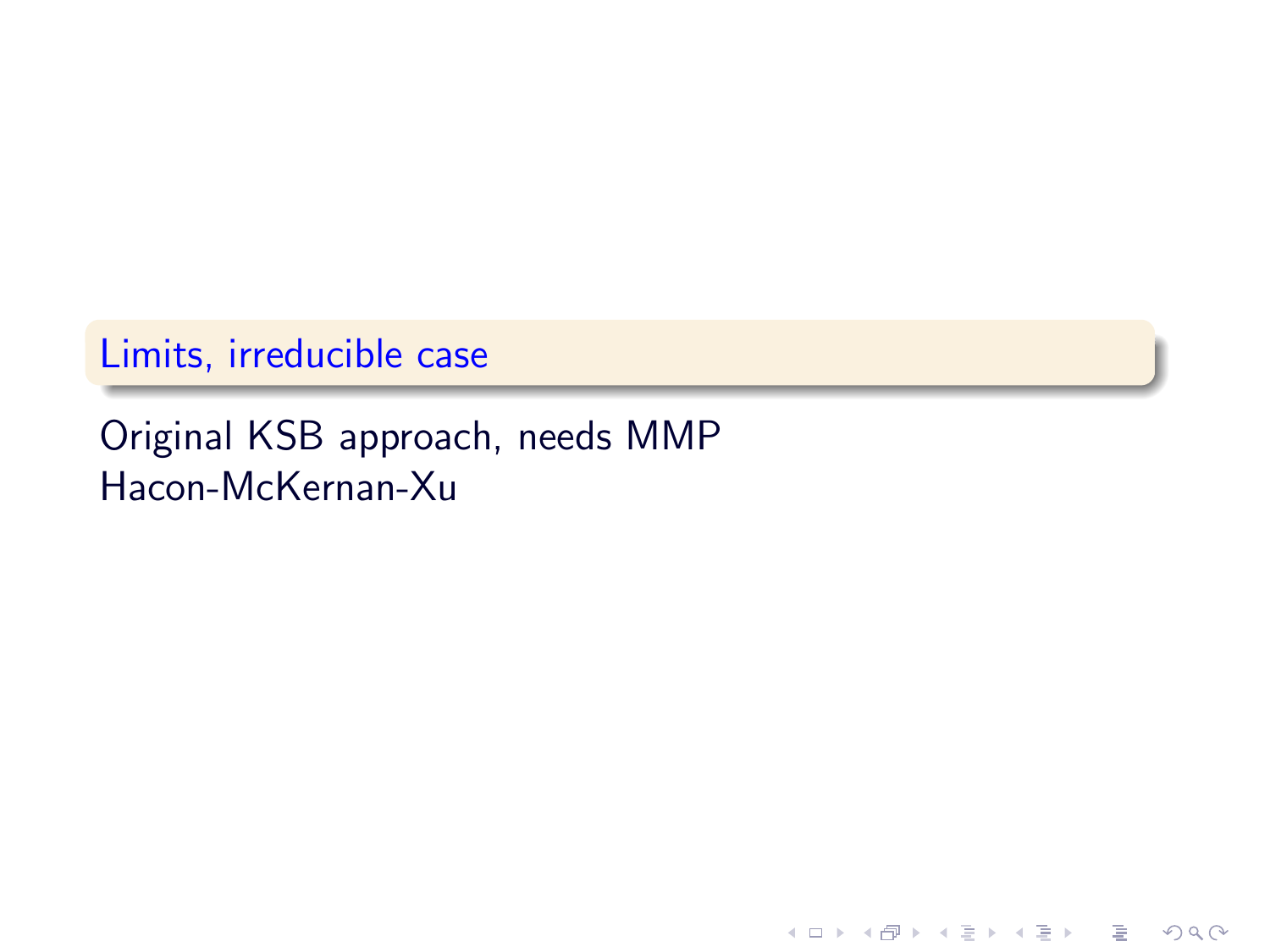## Limits, irreducible case

Original KSB approach, needs MMP
Hacon-McKernan-Xu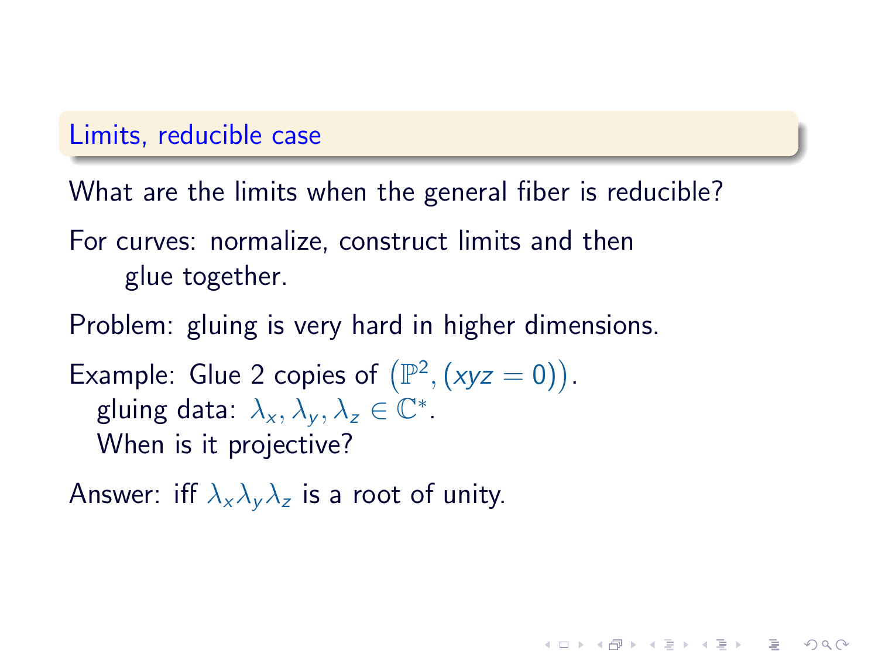## Limits, reducible case

What are the limits when the general fiber is reducible?

For curves: normalize, construct limits and then glue together.

Problem: gluing is very hard in higher dimensions.

Example: Glue 2 copies of $\big(\mathbb{P}^2, (xyz = 0)\big)$.
gluing data: $\lambda_x, \lambda_y, \lambda_z \in \mathbb{C}^*$.
When is it projective?

Answer: iff $\lambda_x \lambda_y \lambda_z$ is a root of unity.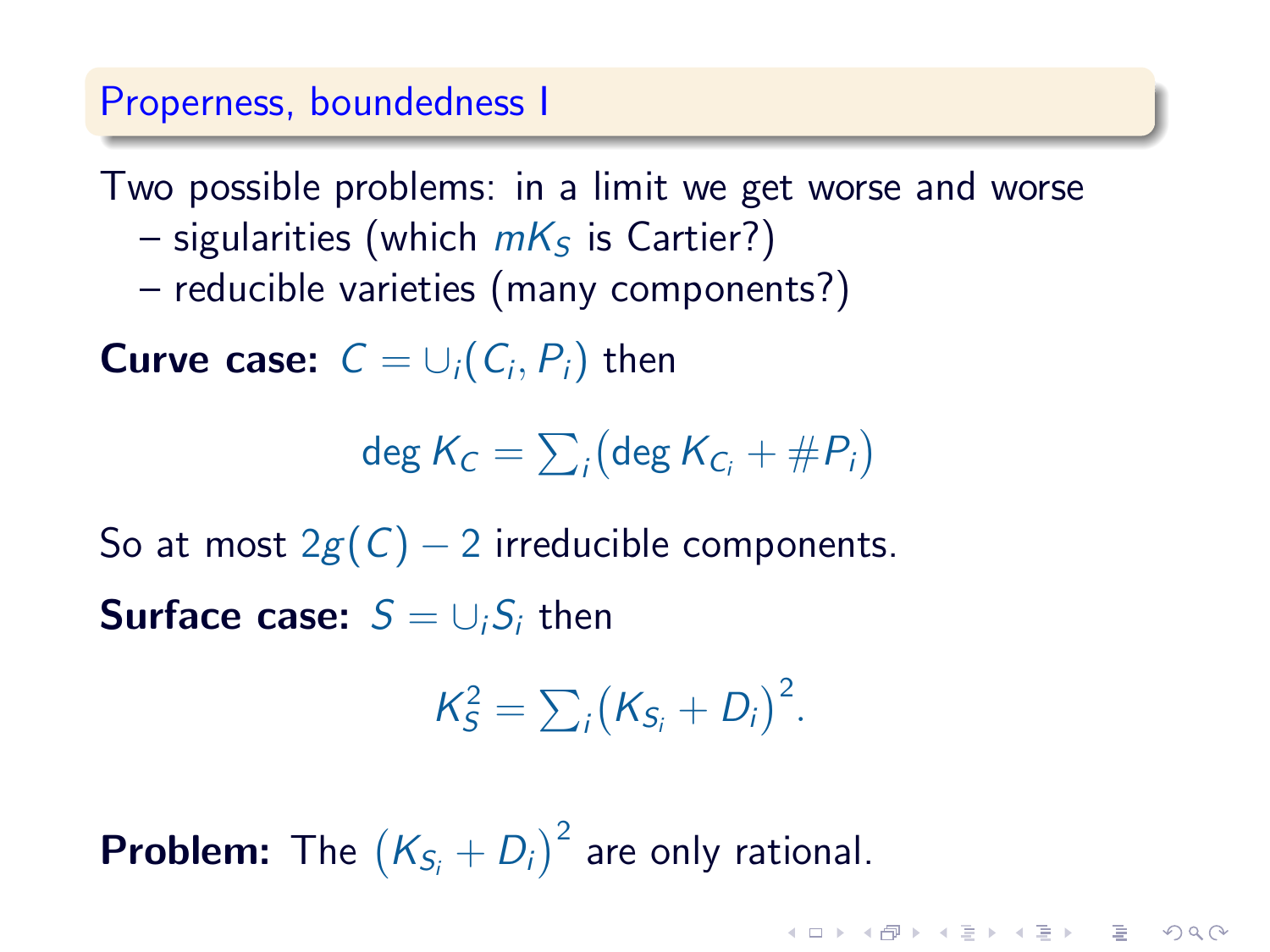## Properness, boundedness I

Two possible problems: in a limit we get worse and worse

- sigularities (which $mK_S$ is Cartier?)
- reducible varieties (many components?)

**Curve case:** $C = \cup_i (C_i, P_i)$ then

$$\deg K_C = \sum_i \bigl(\deg K_{C_i} + \# P_i\bigr)$$

So at most $2g(C) - 2$ irreducible components.

**Surface case:** $S = \cup_i S_i$ then

$$K_S^2 = \sum_i \bigl(K_{S_i} + D_i\bigr)^2.$$

**Problem:** The $\bigl(K_{S_i} + D_i\bigr)^2$ are only rational.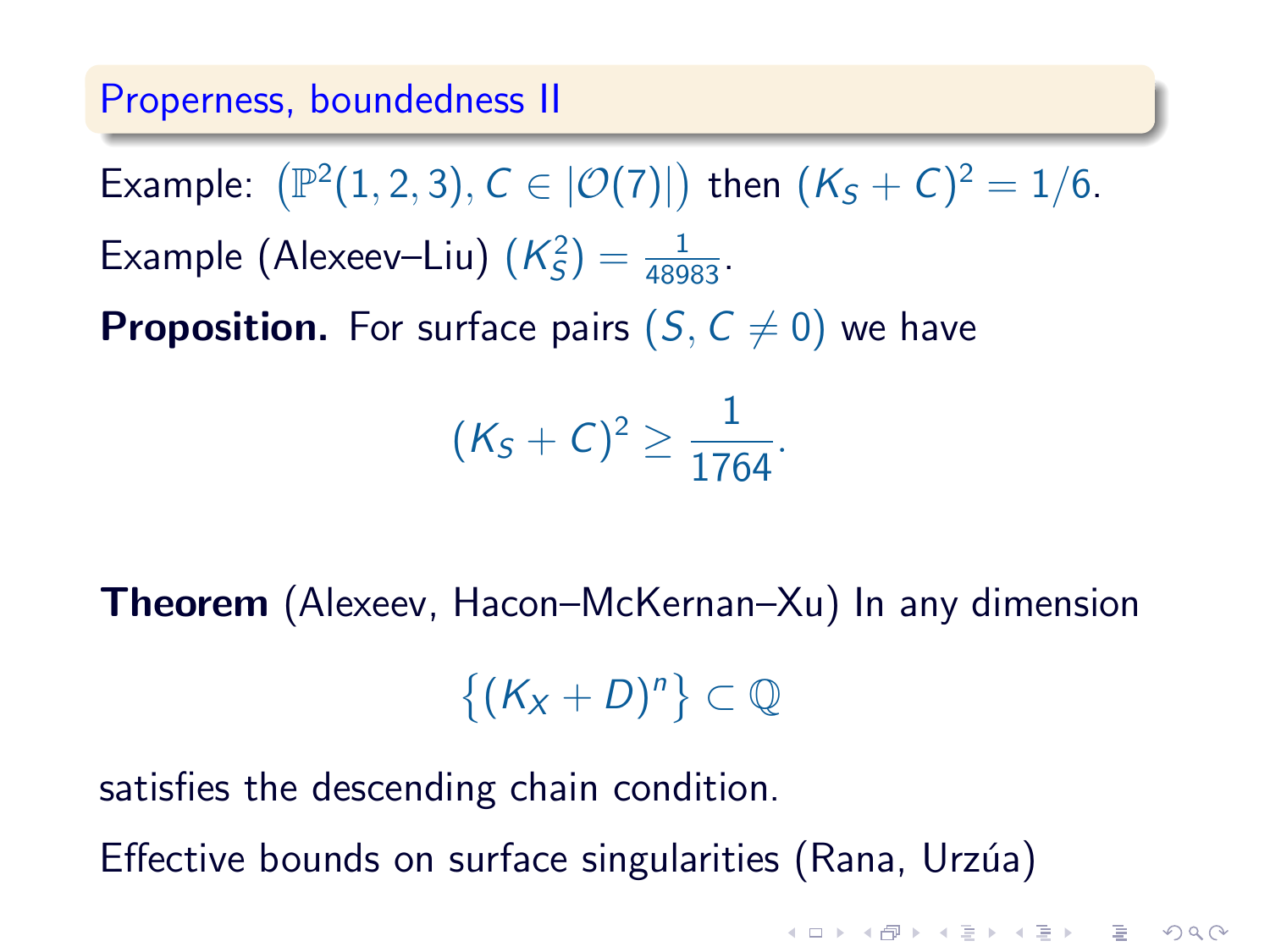## Properness, boundedness II

Example: $(\mathbb{P}^2(1,2,3), C \in |\mathcal{O}(7)|)$ then $(K_S + C)^2 = 1/6$.

Example (Alexeev–Liu) $(K_S^2) = \frac{1}{48983}$.

**Proposition.** For surface pairs $(S, C \neq 0)$ we have

$$(K_S + C)^2 \geq \frac{1}{1764}.$$

**Theorem** (Alexeev, Hacon–McKernan–Xu) In any dimension

$$\{(K_X + D)^n\} \subset \mathbb{Q}$$

satisfies the descending chain condition.

Effective bounds on surface singularities (Rana, Urzúa)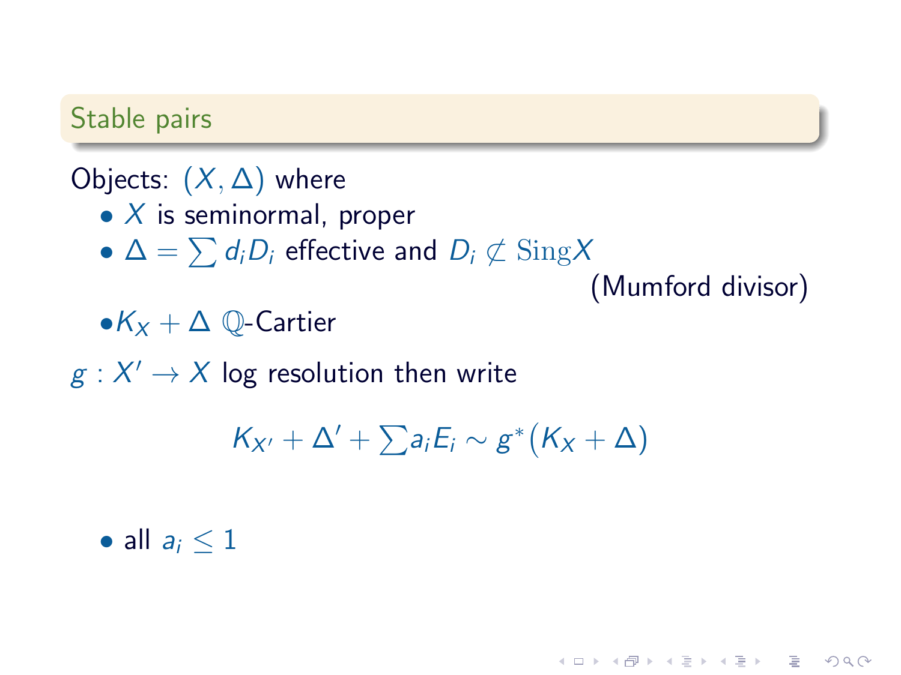## Stable pairs

Objects: $(X, \Delta)$ where

- $X$ is seminormal, proper
- $\Delta = \sum d_i D_i$ effective and $D_i \not\subset \mathrm{Sing} X$

  (Mumford divisor)

- $K_X + \Delta$ $\mathbb{Q}$-Cartier

$g : X' \to X$ log resolution then write

$$K_{X'} + \Delta' + \sum a_i E_i \sim g^*\big(K_X + \Delta\big)$$

- all $a_i \leq 1$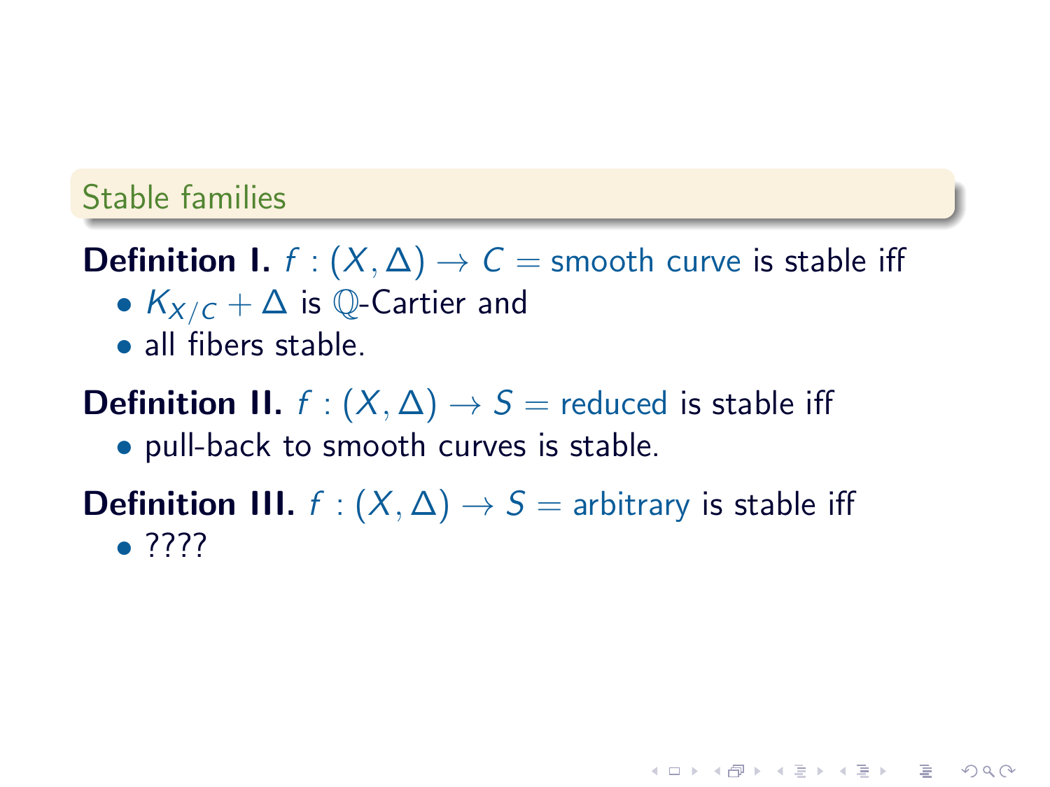## Stable families

**Definition I.** $f : (X, \Delta) \to C =$ smooth curve is stable iff

- $K_{X/C} + \Delta$ is $\mathbb{Q}$-Cartier and
- all fibers stable.

**Definition II.** $f : (X, \Delta) \to S =$ reduced is stable iff

- pull-back to smooth curves is stable.

**Definition III.** $f : (X, \Delta) \to S =$ arbitrary is stable iff

- ????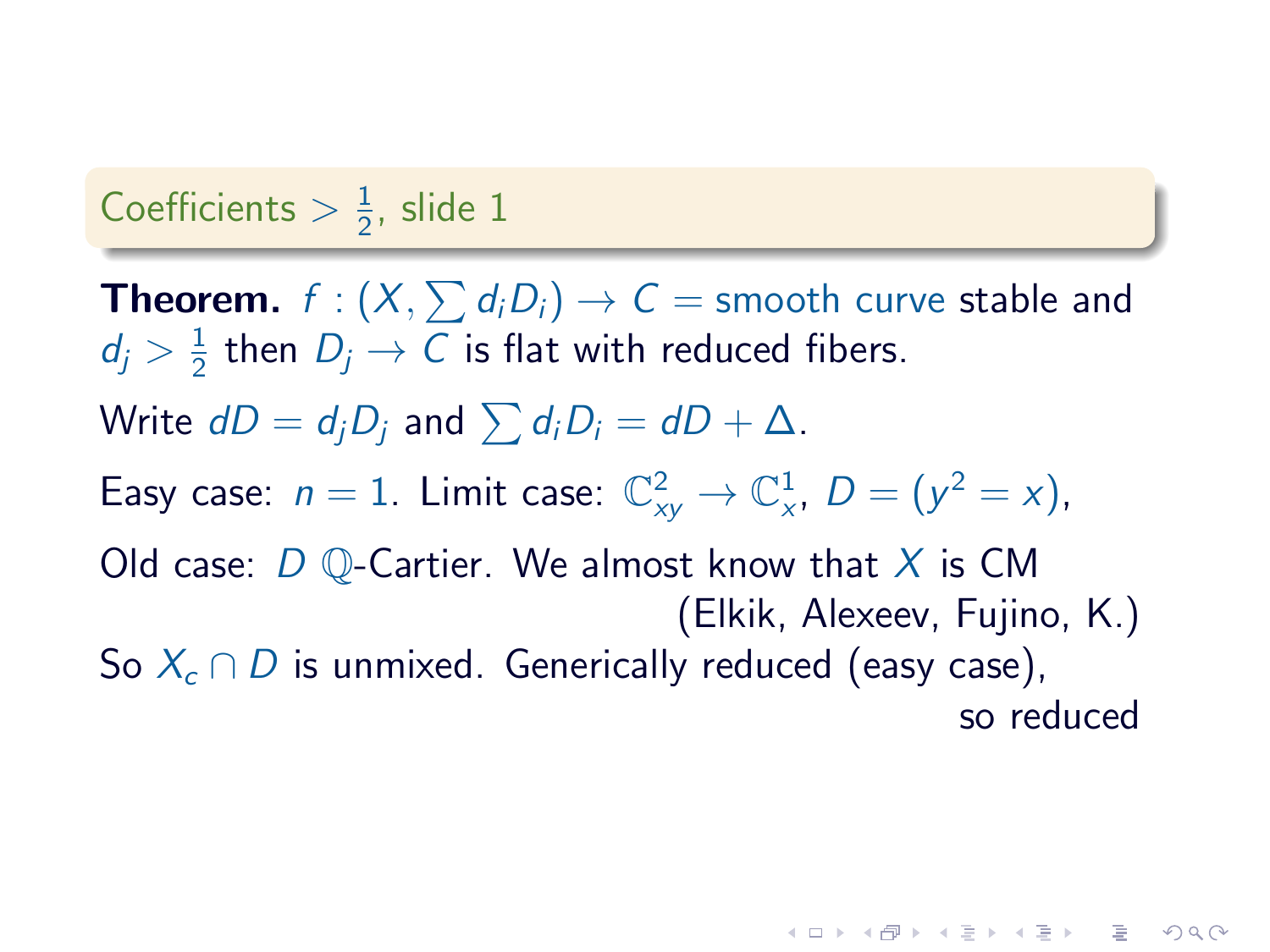## Coefficients $> \frac{1}{2}$, slide 1

**Theorem.** $f : (X, \sum d_i D_i) \to C =$ smooth curve stable and $d_j > \frac{1}{2}$ then $D_j \to C$ is flat with reduced fibers.

Write $dD = d_j D_j$ and $\sum d_i D_i = dD + \Delta$.

Easy case: $n = 1$. Limit case: $\mathbb{C}^2_{xy} \to \mathbb{C}^1_x$, $D = (y^2 = x)$,

Old case: $D$ $\mathbb{Q}$-Cartier. We almost know that $X$ is CM

(Elkik, Alexeev, Fujino, K.)

So $X_c \cap D$ is unmixed. Generically reduced (easy case),

so reduced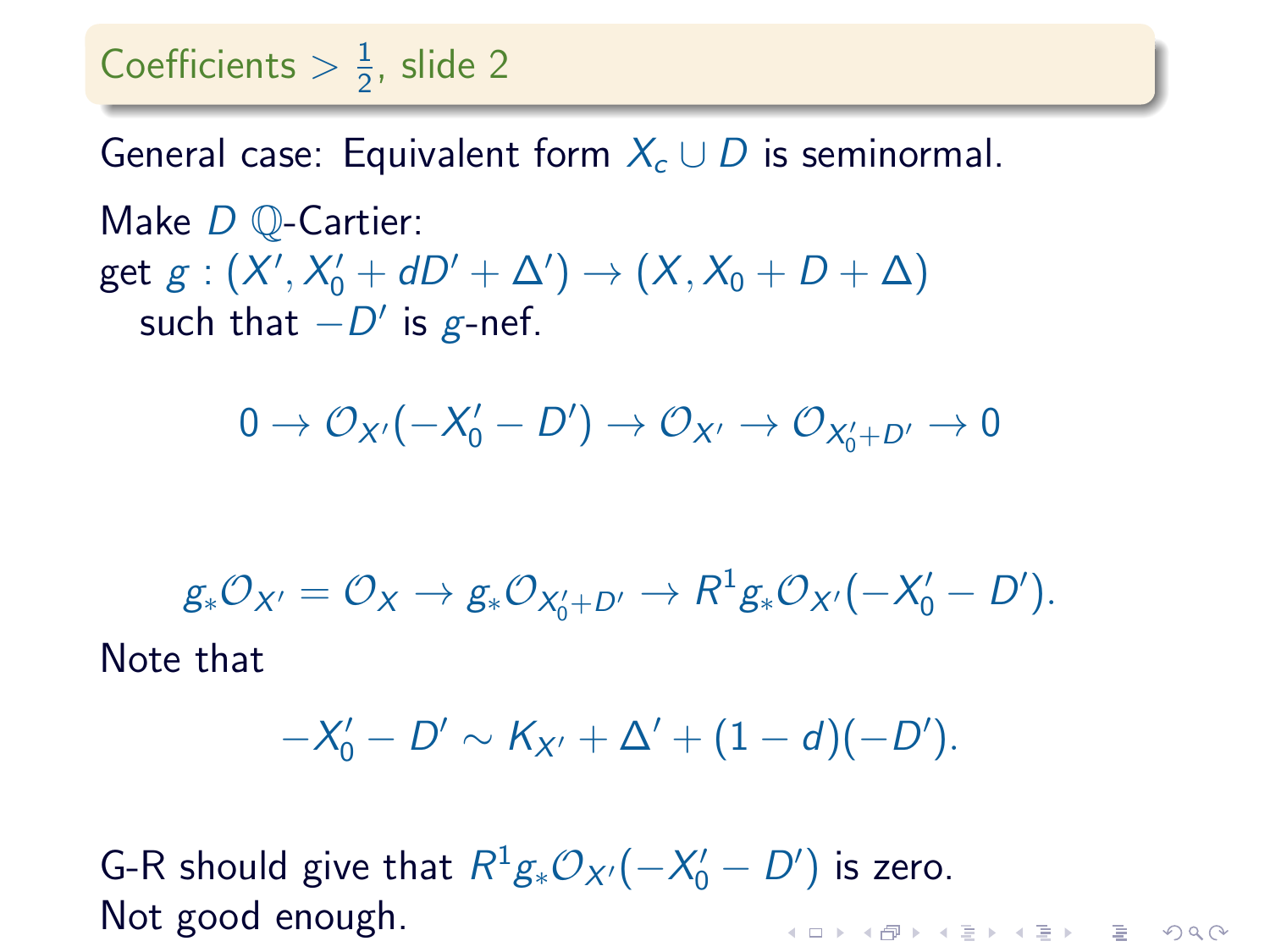## Coefficients $> \frac{1}{2}$, slide 2

General case: Equivalent form $X_c \cup D$ is seminormal.

Make $D$ $\mathbb{Q}$-Cartier:
get $g : (X', X_0' + dD' + \Delta') \to (X, X_0 + D + \Delta)$
such that $-D'$ is $g$-nef.

$$0 \to \mathcal{O}_{X'}(-X_0' - D') \to \mathcal{O}_{X'} \to \mathcal{O}_{X_0'+D'} \to 0$$

$$g_*\mathcal{O}_{X'} = \mathcal{O}_X \to g_*\mathcal{O}_{X_0'+D'} \to R^1 g_*\mathcal{O}_{X'}(-X_0' - D').$$

Note that

$$-X_0' - D' \sim K_{X'} + \Delta' + (1-d)(-D').$$

G-R should give that $R^1 g_*\mathcal{O}_{X'}(-X_0' - D')$ is zero.
Not good enough.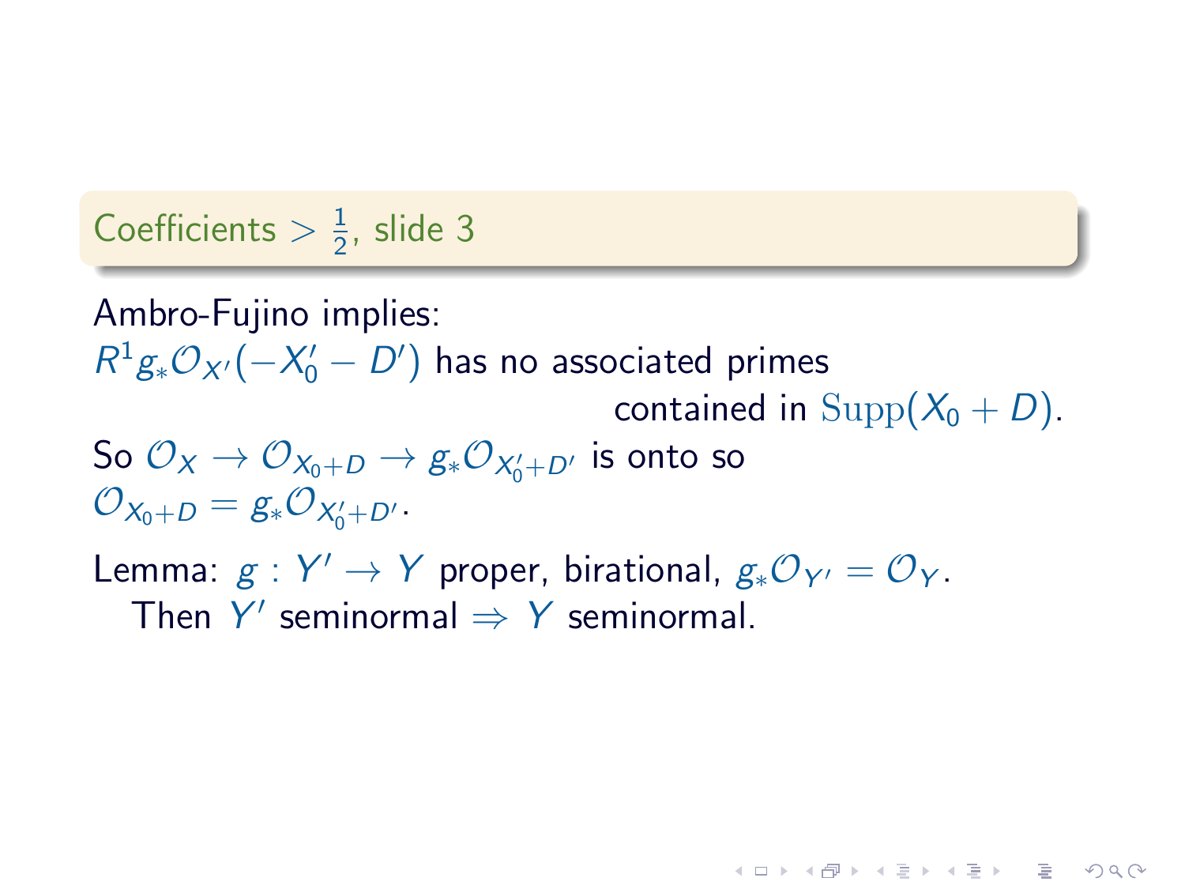## Coefficients $> \frac{1}{2}$, slide 3

Ambro-Fujino implies:
$R^1 g_* \mathcal{O}_{X'}(-X_0' - D')$ has no associated primes contained in $\mathrm{Supp}(X_0 + D)$.

So $\mathcal{O}_X \to \mathcal{O}_{X_0+D} \to g_* \mathcal{O}_{X_0'+D'}$ is onto so
$\mathcal{O}_{X_0+D} = g_* \mathcal{O}_{X_0'+D'}$.

Lemma: $g : Y' \to Y$ proper, birational, $g_* \mathcal{O}_{Y'} = \mathcal{O}_Y$.
Then $Y'$ seminormal $\Rightarrow$ $Y$ seminormal.